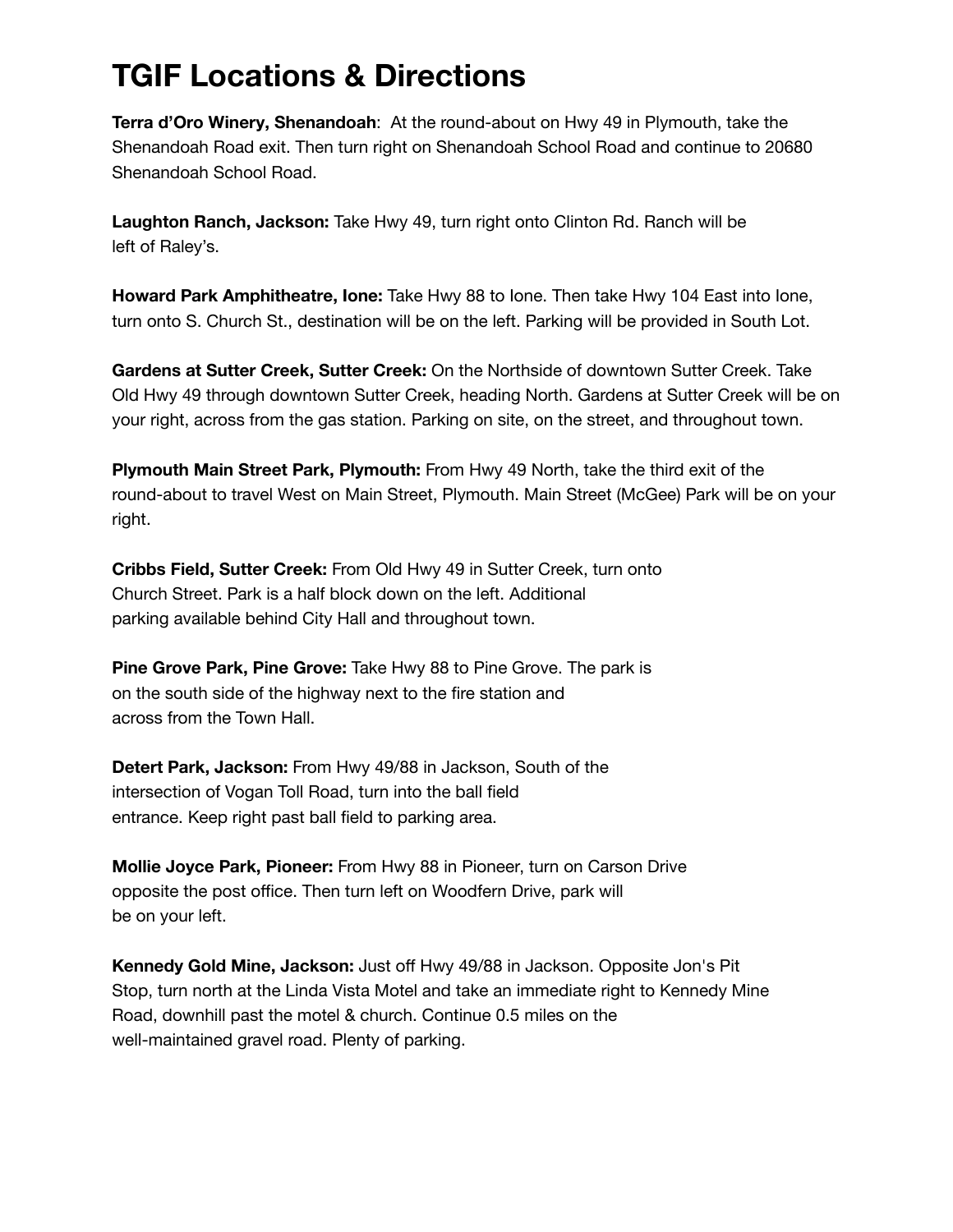# TGIF Locations & Directions

**Terra d'Oro Winery, Shenandoah**: At the round-about on Hwy 49 in Plymouth, take the Shenandoah Road exit. Then turn right on Shenandoah School Road and continue to 20680 Shenandoah School Road.

**Laughton Ranch, Jackson:** Take Hwy 49, turn right onto Clinton Rd. Ranch will be left of Raley's.

**Howard Park Amphitheatre, Ione:** Take Hwy 88 to Ione. Then take Hwy 104 East into Ione, turn onto S. Church St., destination will be on the left. Parking will be provided in South Lot.

**Gardens at Sutter Creek, Sutter Creek:** On the Northside of downtown Sutter Creek. Take Old Hwy 49 through downtown Sutter Creek, heading North. Gardens at Sutter Creek will be on your right, across from the gas station. Parking on site, on the street, and throughout town.

**Plymouth Main Street Park, Plymouth:** From Hwy 49 North, take the third exit of the round-about to travel West on Main Street, Plymouth. Main Street (McGee) Park will be on your right.

**Cribbs Field, Sutter Creek:** From Old Hwy 49 in Sutter Creek, turn onto Church Street. Park is a half block down on the left. Additional parking available behind City Hall and throughout town.

**Pine Grove Park, Pine Grove:** Take Hwy 88 to Pine Grove. The park is on the south side of the highway next to the fire station and across from the Town Hall.

**Detert Park, Jackson:** From Hwy 49/88 in Jackson, South of the intersection of Vogan Toll Road, turn into the ball field entrance. Keep right past ball field to parking area.

**Mollie Joyce Park, Pioneer:** From Hwy 88 in Pioneer, turn on Carson Drive opposite the post office. Then turn left on Woodfern Drive, park will be on your left.

**Kennedy Gold Mine, Jackson:** Just off Hwy 49/88 in Jackson. Opposite Jon's Pit Stop, turn north at the Linda Vista Motel and take an immediate right to Kennedy Mine Road, downhill past the motel & church. Continue 0.5 miles on the well-maintained gravel road. Plenty of parking.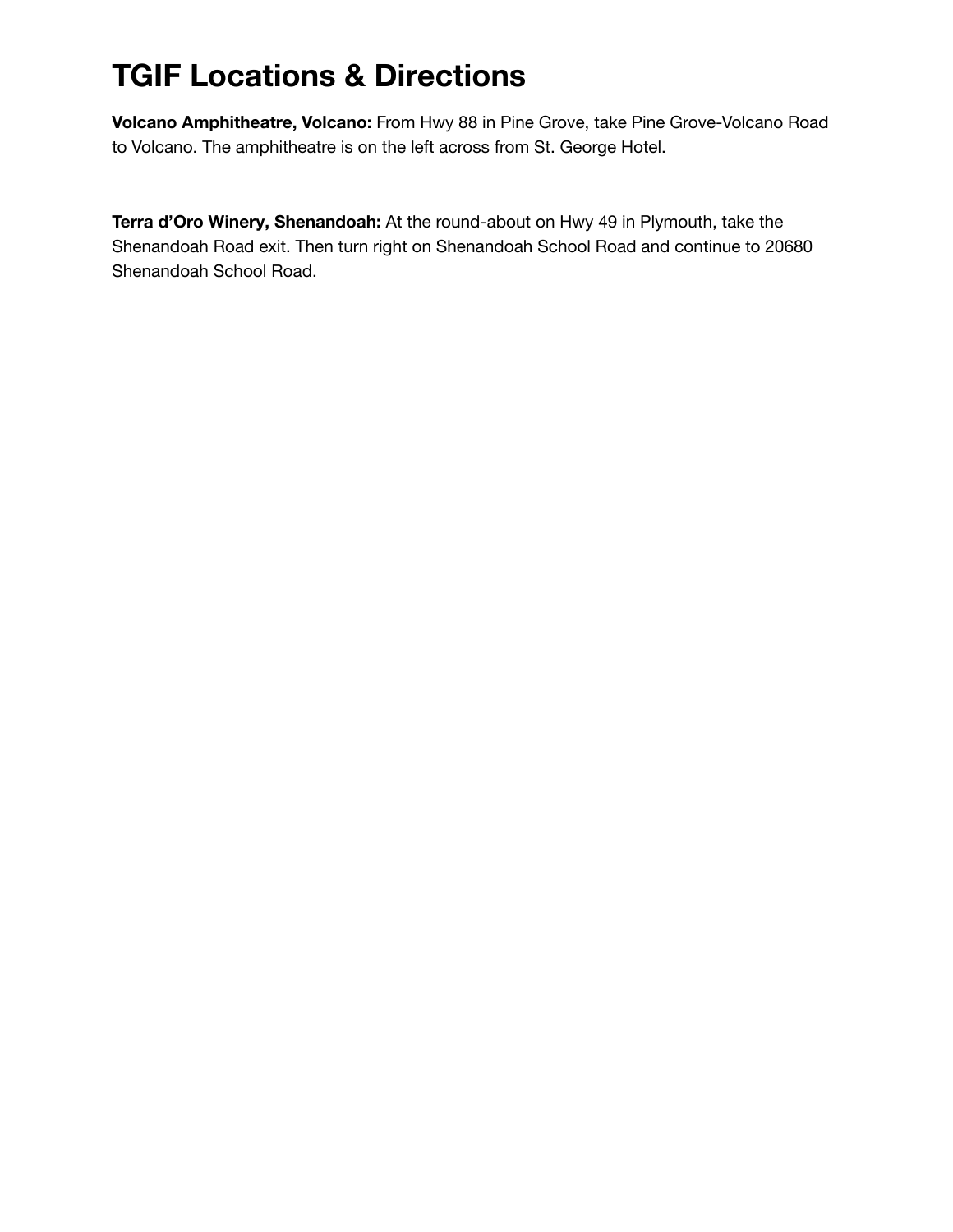# TGIF Locations & Directions

**Volcano Amphitheatre, Volcano:** From Hwy 88 in Pine Grove, take Pine Grove-Volcano Road to Volcano. The amphitheatre is on the left across from St. George Hotel.

**Terra d'Oro Winery, Shenandoah:** At the round-about on Hwy 49 in Plymouth, take the Shenandoah Road exit. Then turn right on Shenandoah School Road and continue to 20680 Shenandoah School Road.